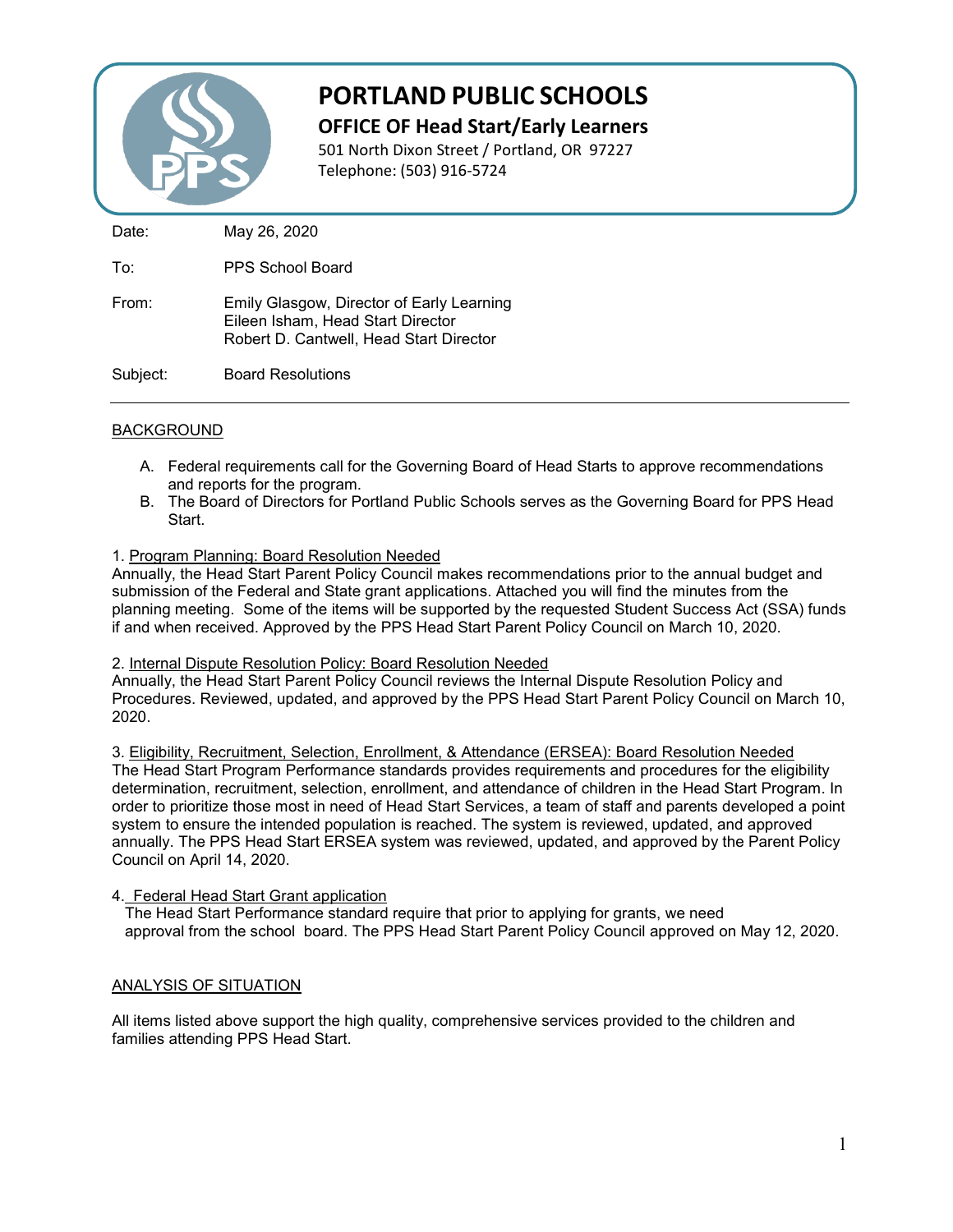# PORTLAND PUBLIC SCHOOLS

## OFFICE OF Head Start/Early Learners

501 North Dixon Street / Portland, OR 97227
Telephone: (503) 916-5724

| | |
|---|---|
| Date: | May 26, 2020 |
| To: | PPS School Board |
| From: | Emily Glasgow, Director of Early Learning<br>Eileen Isham, Head Start Director<br>Robert D. Cantwell, Head Start Director |
| Subject: | Board Resolutions |

---

BACKGROUND

A. Federal requirements call for the Governing Board of Head Starts to approve recommendations and reports for the program.
B. The Board of Directors for Portland Public Schools serves as the Governing Board for PPS Head Start.

1. Program Planning: Board Resolution Needed
Annually, the Head Start Parent Policy Council makes recommendations prior to the annual budget and submission of the Federal and State grant applications. Attached you will find the minutes from the planning meeting. Some of the items will be supported by the requested Student Success Act (SSA) funds if and when received. Approved by the PPS Head Start Parent Policy Council on March 10, 2020.

2. Internal Dispute Resolution Policy: Board Resolution Needed
Annually, the Head Start Parent Policy Council reviews the Internal Dispute Resolution Policy and Procedures. Reviewed, updated, and approved by the PPS Head Start Parent Policy Council on March 10, 2020.

3. Eligibility, Recruitment, Selection, Enrollment, & Attendance (ERSEA): Board Resolution Needed
The Head Start Program Performance standards provides requirements and procedures for the eligibility determination, recruitment, selection, enrollment, and attendance of children in the Head Start Program. In order to prioritize those most in need of Head Start Services, a team of staff and parents developed a point system to ensure the intended population is reached. The system is reviewed, updated, and approved annually. The PPS Head Start ERSEA system was reviewed, updated, and approved by the Parent Policy Council on April 14, 2020.

4. Federal Head Start Grant application
The Head Start Performance standard require that prior to applying for grants, we need approval from the school board. The PPS Head Start Parent Policy Council approved on May 12, 2020.

ANALYSIS OF SITUATION

All items listed above support the high quality, comprehensive services provided to the children and families attending PPS Head Start.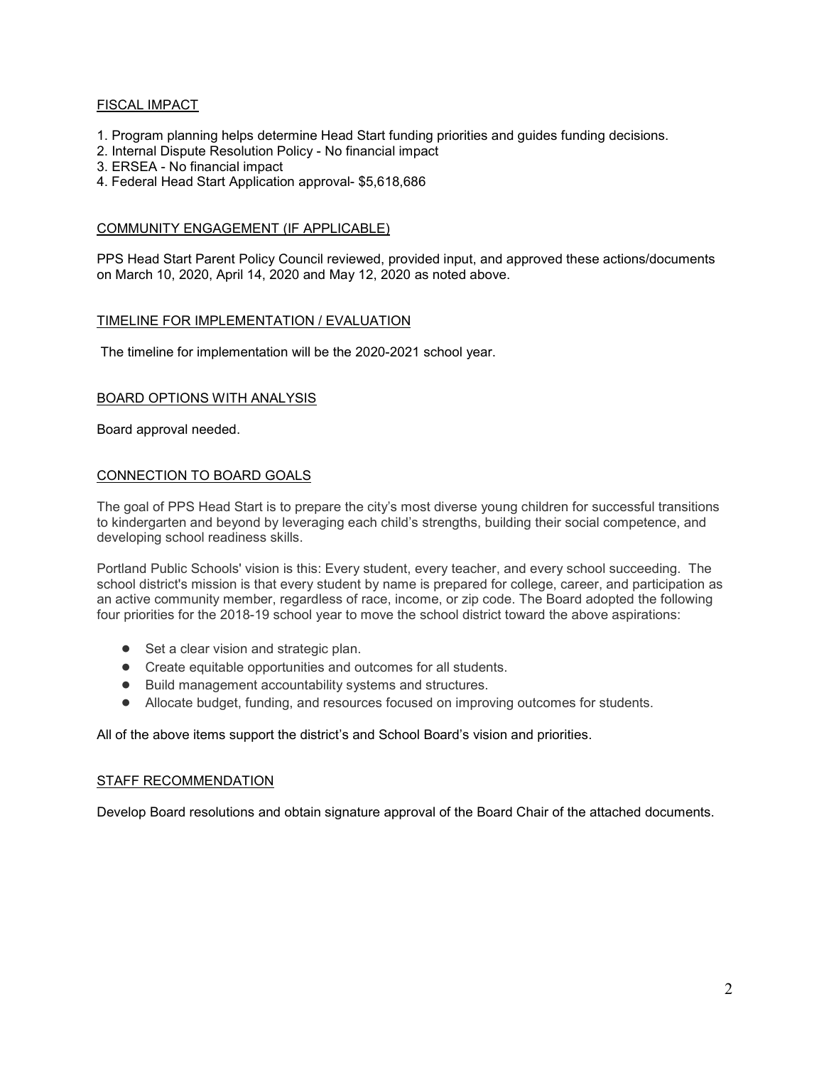## FISCAL IMPACT

1. Program planning helps determine Head Start funding priorities and guides funding decisions.
2. Internal Dispute Resolution Policy - No financial impact
3. ERSEA - No financial impact
4. Federal Head Start Application approval- $5,618,686

## COMMUNITY ENGAGEMENT (IF APPLICABLE)

PPS Head Start Parent Policy Council reviewed, provided input, and approved these actions/documents on March 10, 2020, April 14, 2020 and May 12, 2020 as noted above.

## TIMELINE FOR IMPLEMENTATION / EVALUATION

The timeline for implementation will be the 2020-2021 school year.

## BOARD OPTIONS WITH ANALYSIS

Board approval needed.

## CONNECTION TO BOARD GOALS

The goal of PPS Head Start is to prepare the city's most diverse young children for successful transitions to kindergarten and beyond by leveraging each child's strengths, building their social competence, and developing school readiness skills.

Portland Public Schools' vision is this: Every student, every teacher, and every school succeeding. The school district's mission is that every student by name is prepared for college, career, and participation as an active community member, regardless of race, income, or zip code. The Board adopted the following four priorities for the 2018-19 school year to move the school district toward the above aspirations:

- Set a clear vision and strategic plan.
- Create equitable opportunities and outcomes for all students.
- Build management accountability systems and structures.
- Allocate budget, funding, and resources focused on improving outcomes for students.

All of the above items support the district's and School Board's vision and priorities.

## STAFF RECOMMENDATION

Develop Board resolutions and obtain signature approval of the Board Chair of the attached documents.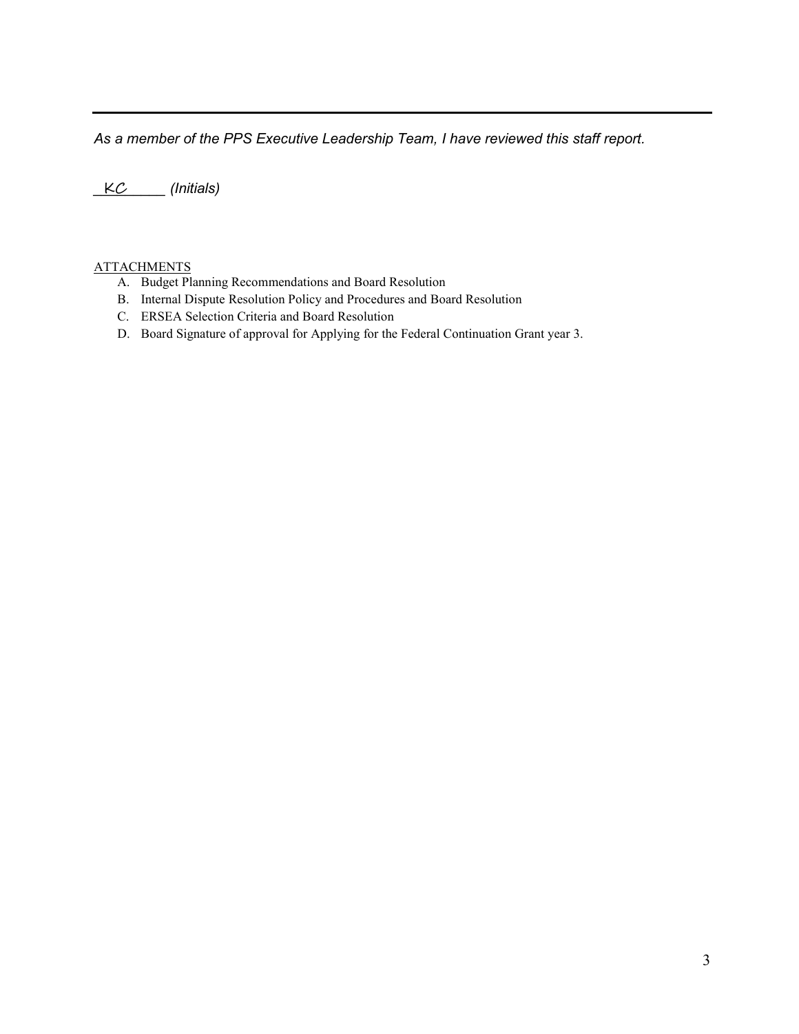---

*As a member of the PPS Executive Leadership Team, I have reviewed this staff report.*

KC _____ *(Initials)*

ATTACHMENTS

A. Budget Planning Recommendations and Board Resolution
B. Internal Dispute Resolution Policy and Procedures and Board Resolution
C. ERSEA Selection Criteria and Board Resolution
D. Board Signature of approval for Applying for the Federal Continuation Grant year 3.